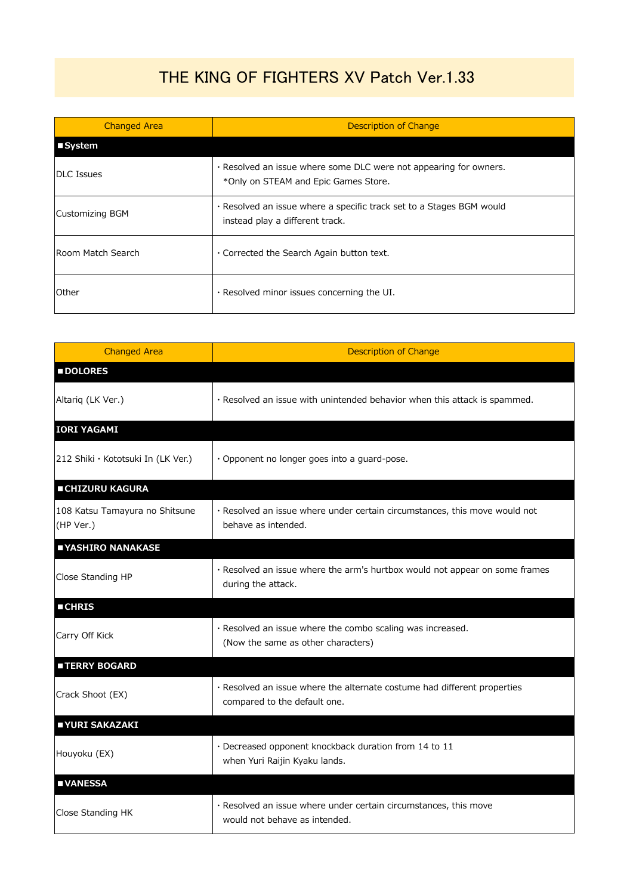# THE KING OF FIGHTERS XV Patch Ver.1.33

| Changed Area | Description of Change |
|---|---|
| **■System** | |
| DLC Issues | ・Resolved an issue where some DLC were not appearing for owners. *Only on STEAM and Epic Games Store. |
| Customizing BGM | ・Resolved an issue where a specific track set to a Stages BGM would instead play a different track. |
| Room Match Search | ・Corrected the Search Again button text. |
| Other | ・Resolved minor issues concerning the UI. |

| Changed Area | Description of Change |
|---|---|
| **■DOLORES** | |
| Altariq (LK Ver.) | ・Resolved an issue with unintended behavior when this attack is spammed. |
| **IORI YAGAMI** | |
| 212 Shiki・Kototsuki In (LK Ver.) | ・Opponent no longer goes into a guard-pose. |
| **■CHIZURU KAGURA** | |
| 108 Katsu Tamayura no Shitsune (HP Ver.) | ・Resolved an issue where under certain circumstances, this move would not behave as intended. |
| **■YASHIRO NANAKASE** | |
| Close Standing HP | ・Resolved an issue where the arm's hurtbox would not appear on some frames during the attack. |
| **■CHRIS** | |
| Carry Off Kick | ・Resolved an issue where the combo scaling was increased. (Now the same as other characters) |
| **■TERRY BOGARD** | |
| Crack Shoot (EX) | ・Resolved an issue where the alternate costume had different properties compared to the default one. |
| **■YURI SAKAZAKI** | |
| Houyoku (EX) | ・Decreased opponent knockback duration from 14 to 11 when Yuri Raijin Kyaku lands. |
| **■VANESSA** | |
| Close Standing HK | ・Resolved an issue where under certain circumstances, this move would not behave as intended. |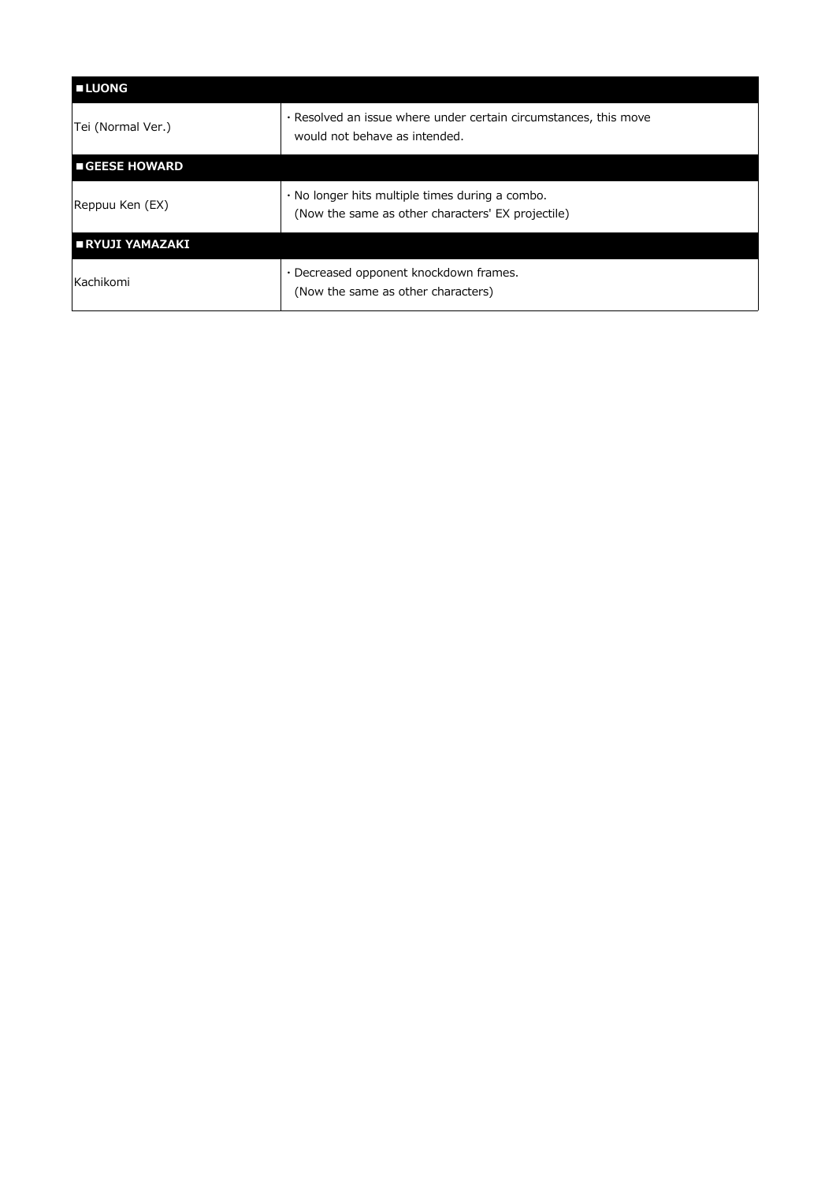| ■LUONG | |
| --- | --- |
| Tei (Normal Ver.) | · Resolved an issue where under certain circumstances, this move would not behave as intended. |
| **■GEESE HOWARD** | |
| Reppuu Ken (EX) | · No longer hits multiple times during a combo. (Now the same as other characters' EX projectile) |
| **■RYUJI YAMAZAKI** | |
| Kachikomi | · Decreased opponent knockdown frames. (Now the same as other characters) |